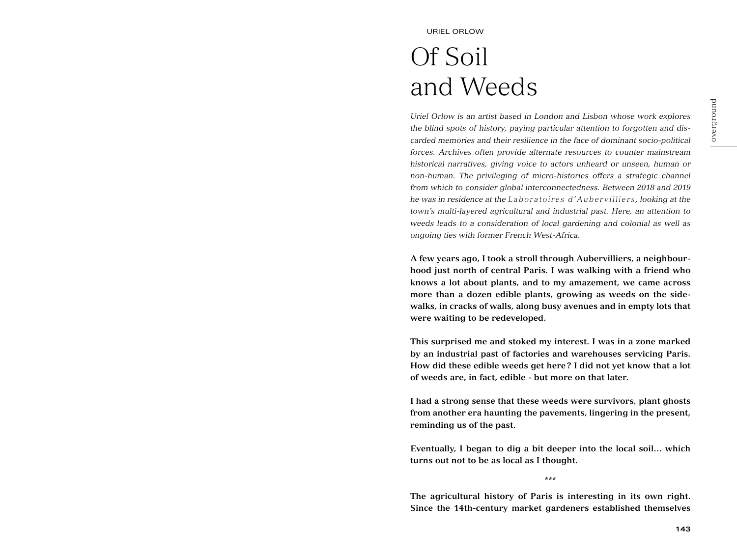URIEL ORLOW

# Of Soil and Weeds

*Uriel Orlow is an artist based in London and Lisbon whose work explores the blind spots of history, paying particular attention to forgotten and discarded memories and their resilience in the face of dominant socio-political forces. Archives often provide alternate resources to counter mainstream historical narratives, giving voice to actors unheard or unseen, human or non-human. The privileging of micro-histories offers a strategic channel from which to consider global interconnectedness. Between 2018 and 2019 he was in residence at the Laboratoires d'Aubervilliers, looking at the town's multi-layered agricultural and industrial past. Here, an attention to weeds leads to a consideration of local gardening and colonial as well as ongoing ties with former French West-Africa.*

**A few years ago, I took a stroll through Aubervilliers, a neighbourhood just north of central Paris. I was walking with a friend who knows a lot about plants, and to my amazement, we came across more than a dozen edible plants, growing as weeds on the sidewalks, in cracks of walls, along busy avenues and in empty lots that were waiting to be redeveloped.**

**This surprised me and stoked my interest. I was in a zone marked by an industrial past of factories and warehouses servicing Paris. How did these edible weeds get here? I did not yet know that a lot of weeds are, in fact, edible - but more on that later.**

**I had a strong sense that these weeds were survivors, plant ghosts from another era haunting the pavements, lingering in the present, reminding us of the past.**

**Eventually, I began to dig a bit deeper into the local soil... which turns out not to be as local as I thought.**

***

**The agricultural history of Paris is interesting in its own right. Since the 14th-century market gardeners established themselves**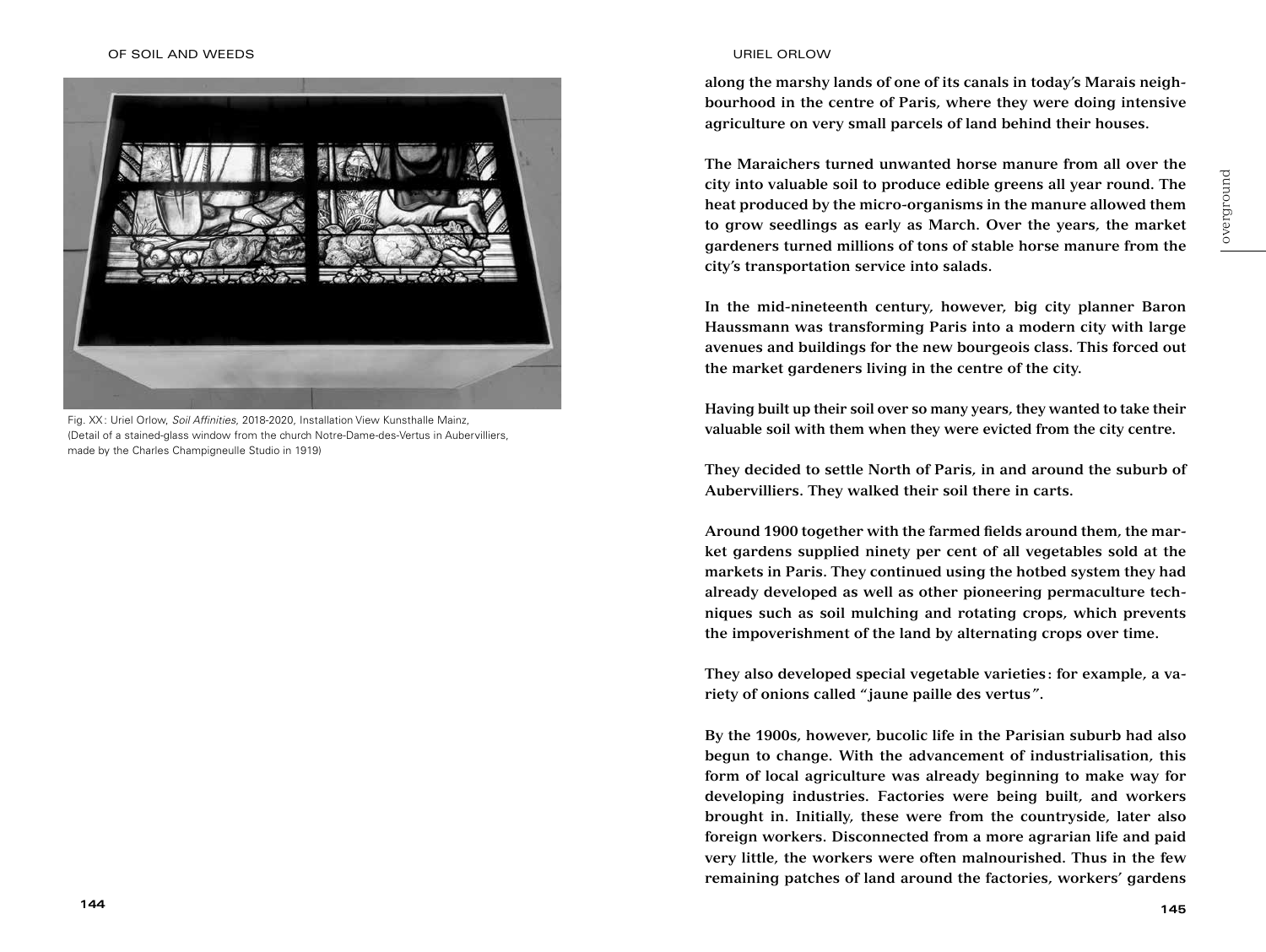Fig. XX: Uriel Orlow, *Soil Affinities*, 2018-2020, Installation View Kunsthalle Mainz, (Detail of a stained-glass window from the church Notre-Dame-des-Vertus in Aubervilliers, made by the Charles Champigneulle Studio in 1919)

**along the marshy lands of one of its canals in today's Marais neighbourhood in the centre of Paris, where they were doing intensive agriculture on very small parcels of land behind their houses.**

**The Maraichers turned unwanted horse manure from all over the city into valuable soil to produce edible greens all year round. The heat produced by the micro-organisms in the manure allowed them to grow seedlings as early as March. Over the years, the market gardeners turned millions of tons of stable horse manure from the city's transportation service into salads.**

**In the mid-nineteenth century, however, big city planner Baron Haussmann was transforming Paris into a modern city with large avenues and buildings for the new bourgeois class. This forced out the market gardeners living in the centre of the city.**

**Having built up their soil over so many years, they wanted to take their valuable soil with them when they were evicted from the city centre.**

**They decided to settle North of Paris, in and around the suburb of Aubervilliers. They walked their soil there in carts.**

**Around 1900 together with the farmed fields around them, the market gardens supplied ninety per cent of all vegetables sold at the markets in Paris. They continued using the hotbed system they had already developed as well as other pioneering permaculture techniques such as soil mulching and rotating crops, which prevents the impoverishment of the land by alternating crops over time.**

**They also developed special vegetable varieties: for example, a variety of onions called "jaune paille des vertus".**

**By the 1900s, however, bucolic life in the Parisian suburb had also begun to change. With the advancement of industrialisation, this form of local agriculture was already beginning to make way for developing industries. Factories were being built, and workers brought in. Initially, these were from the countryside, later also foreign workers. Disconnected from a more agrarian life and paid very little, the workers were often malnourished. Thus in the few remaining patches of land around the factories, workers' gardens**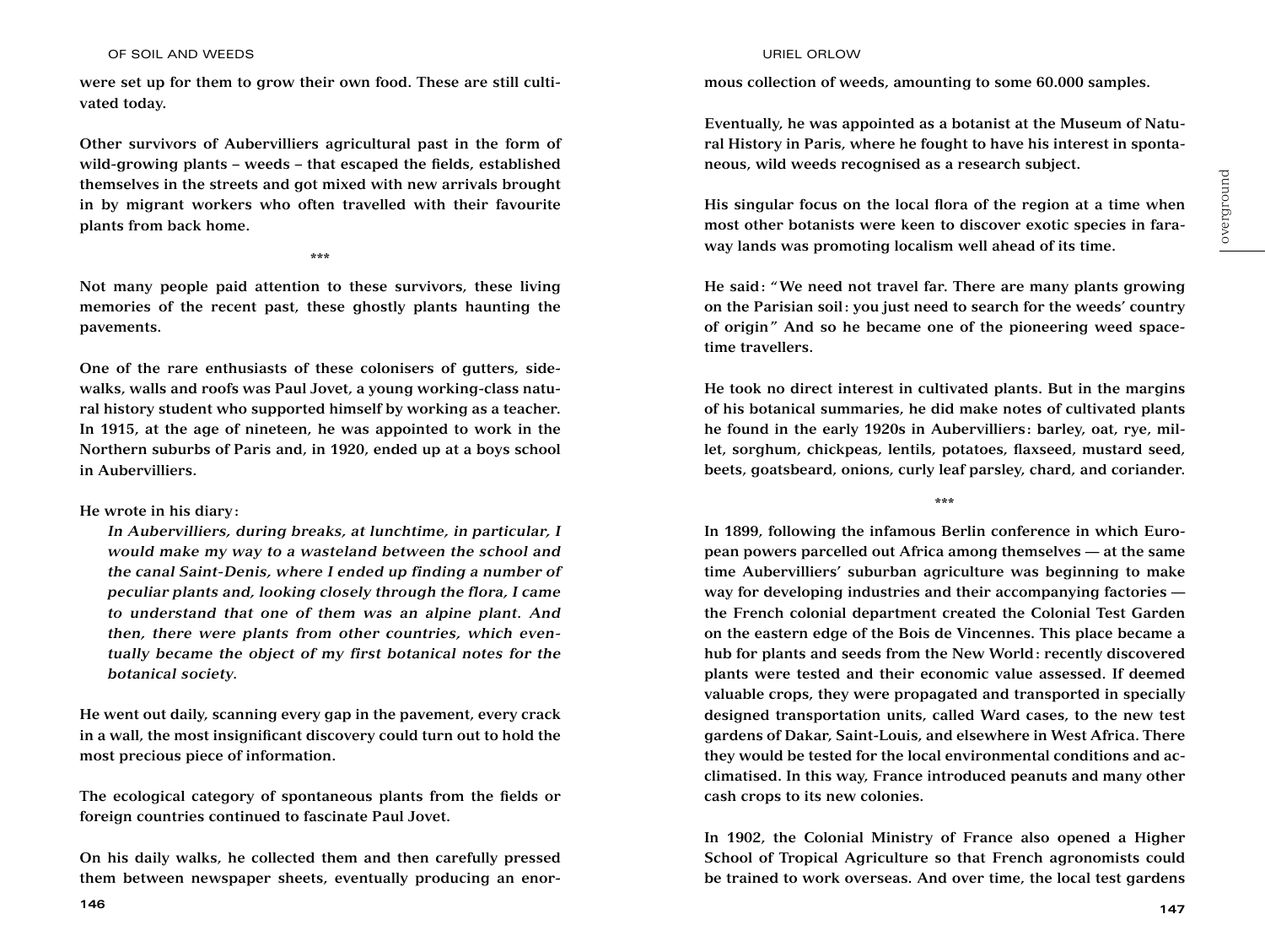were set up for them to grow their own food. These are still cultivated today.

Other survivors of Aubervilliers agricultural past in the form of wild-growing plants – weeds – that escaped the fields, established themselves in the streets and got mixed with new arrivals brought in by migrant workers who often travelled with their favourite plants from back home.

***

Not many people paid attention to these survivors, these living memories of the recent past, these ghostly plants haunting the pavements.

One of the rare enthusiasts of these colonisers of gutters, sidewalks, walls and roofs was Paul Jovet, a young working-class natural history student who supported himself by working as a teacher. In 1915, at the age of nineteen, he was appointed to work in the Northern suburbs of Paris and, in 1920, ended up at a boys school in Aubervilliers.

He wrote in his diary:

> *In Aubervilliers, during breaks, at lunchtime, in particular, I would make my way to a wasteland between the school and the canal Saint-Denis, where I ended up finding a number of peculiar plants and, looking closely through the flora, I came to understand that one of them was an alpine plant. And then, there were plants from other countries, which eventually became the object of my first botanical notes for the botanical society.*

He went out daily, scanning every gap in the pavement, every crack in a wall, the most insignificant discovery could turn out to hold the most precious piece of information.

The ecological category of spontaneous plants from the fields or foreign countries continued to fascinate Paul Jovet.

On his daily walks, he collected them and then carefully pressed them between newspaper sheets, eventually producing an enormous collection of weeds, amounting to some 60.000 samples.

Eventually, he was appointed as a botanist at the Museum of Natural History in Paris, where he fought to have his interest in spontaneous, wild weeds recognised as a research subject.

His singular focus on the local flora of the region at a time when most other botanists were keen to discover exotic species in faraway lands was promoting localism well ahead of its time.

He said: "We need not travel far. There are many plants growing on the Parisian soil: you just need to search for the weeds' country of origin" And so he became one of the pioneering weed spacetime travellers.

He took no direct interest in cultivated plants. But in the margins of his botanical summaries, he did make notes of cultivated plants he found in the early 1920s in Aubervilliers: barley, oat, rye, millet, sorghum, chickpeas, lentils, potatoes, flaxseed, mustard seed, beets, goatsbeard, onions, curly leaf parsley, chard, and coriander.

***

In 1899, following the infamous Berlin conference in which European powers parcelled out Africa among themselves — at the same time Aubervilliers' suburban agriculture was beginning to make way for developing industries and their accompanying factories — the French colonial department created the Colonial Test Garden on the eastern edge of the Bois de Vincennes. This place became a hub for plants and seeds from the New World: recently discovered plants were tested and their economic value assessed. If deemed valuable crops, they were propagated and transported in specially designed transportation units, called Ward cases, to the new test gardens of Dakar, Saint-Louis, and elsewhere in West Africa. There they would be tested for the local environmental conditions and acclimatised. In this way, France introduced peanuts and many other cash crops to its new colonies.

In 1902, the Colonial Ministry of France also opened a Higher School of Tropical Agriculture so that French agronomists could be trained to work overseas. And over time, the local test gardens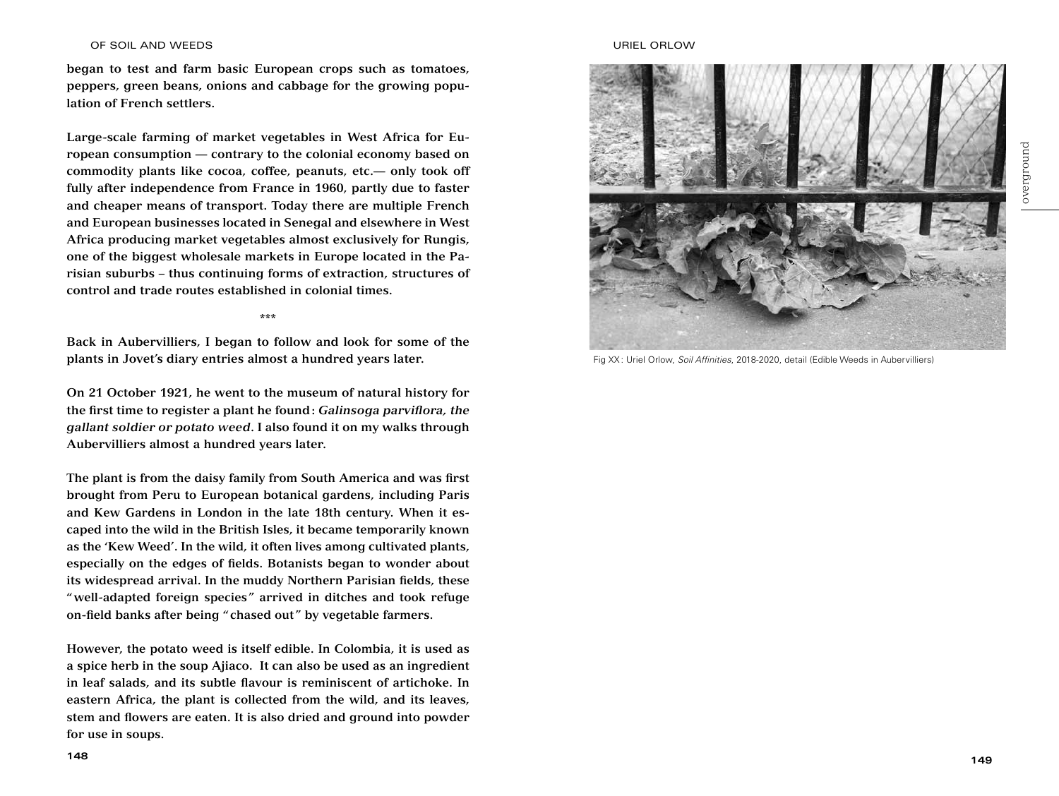began to test and farm basic European crops such as tomatoes, peppers, green beans, onions and cabbage for the growing population of French settlers.

Large-scale farming of market vegetables in West Africa for European consumption — contrary to the colonial economy based on commodity plants like cocoa, coffee, peanuts, etc.— only took off fully after independence from France in 1960, partly due to faster and cheaper means of transport. Today there are multiple French and European businesses located in Senegal and elsewhere in West Africa producing market vegetables almost exclusively for Rungis, one of the biggest wholesale markets in Europe located in the Parisian suburbs – thus continuing forms of extraction, structures of control and trade routes established in colonial times.

***

Back in Aubervilliers, I began to follow and look for some of the plants in Jovet's diary entries almost a hundred years later.

On 21 October 1921, he went to the museum of natural history for the first time to register a plant he found: *Galinsoga parviflora, the gallant soldier or potato weed*. I also found it on my walks through Aubervilliers almost a hundred years later.

The plant is from the daisy family from South America and was first brought from Peru to European botanical gardens, including Paris and Kew Gardens in London in the late 18th century. When it escaped into the wild in the British Isles, it became temporarily known as the 'Kew Weed'. In the wild, it often lives among cultivated plants, especially on the edges of fields. Botanists began to wonder about its widespread arrival. In the muddy Northern Parisian fields, these "well-adapted foreign species" arrived in ditches and took refuge on-field banks after being "chased out" by vegetable farmers.

However, the potato weed is itself edible. In Colombia, it is used as a spice herb in the soup Ajiaco. It can also be used as an ingredient in leaf salads, and its subtle flavour is reminiscent of artichoke. In eastern Africa, the plant is collected from the wild, and its leaves, stem and flowers are eaten. It is also dried and ground into powder for use in soups.

Fig XX: Uriel Orlow, *Soil Affinities*, 2018-2020, detail (Edible Weeds in Aubervilliers)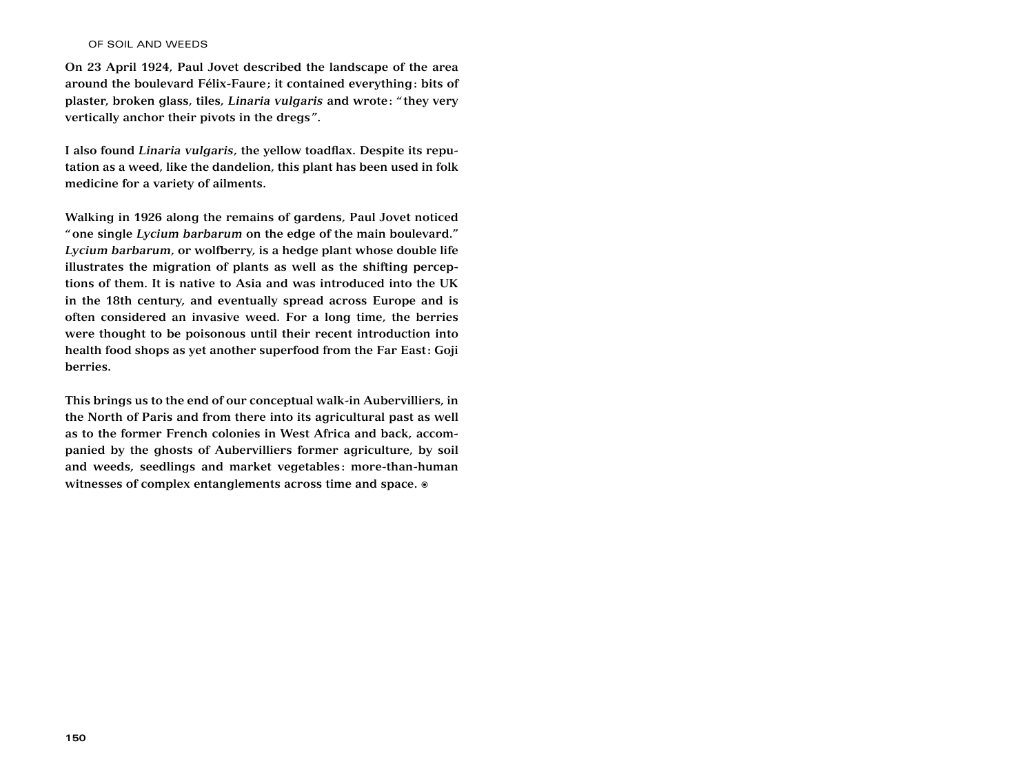On 23 April 1924, Paul Jovet described the landscape of the area around the boulevard Félix-Faure; it contained everything: bits of plaster, broken glass, tiles, *Linaria vulgaris* and wrote: "they very vertically anchor their pivots in the dregs".

I also found *Linaria vulgaris*, the yellow toadflax. Despite its reputation as a weed, like the dandelion, this plant has been used in folk medicine for a variety of ailments.

Walking in 1926 along the remains of gardens, Paul Jovet noticed "one single *Lycium barbarum* on the edge of the main boulevard." *Lycium barbarum*, or wolfberry, is a hedge plant whose double life illustrates the migration of plants as well as the shifting perceptions of them. It is native to Asia and was introduced into the UK in the 18th century, and eventually spread across Europe and is often considered an invasive weed. For a long time, the berries were thought to be poisonous until their recent introduction into health food shops as yet another superfood from the Far East: Goji berries.

This brings us to the end of our conceptual walk-in Aubervilliers, in the North of Paris and from there into its agricultural past as well as to the former French colonies in West Africa and back, accompanied by the ghosts of Aubervilliers former agriculture, by soil and weeds, seedlings and market vegetables: more-than-human witnesses of complex entanglements across time and space. ◉